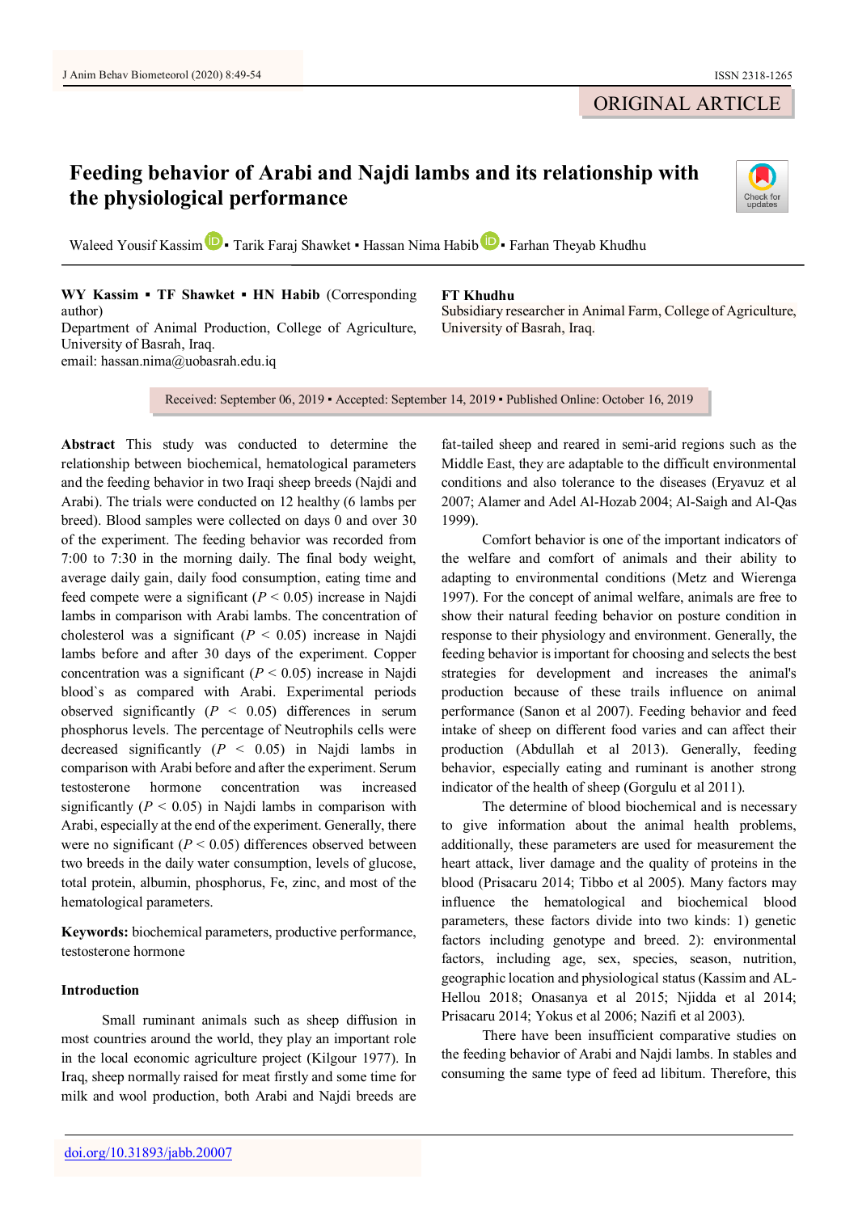ORIGINAL ARTICLE

# Feeding behavior of Arabi and Najdi lambs and its relationship with the physiological performance

Waleed Yousif Kassim ▪ Tarik Faraj Shawket ▪ Hassan Nima Habib ▪ Farhan Theyab Khudhu

**WY Kassim ▪ TF Shawket ▪ HN Habib** (Corresponding author)
Department of Animal Production, College of Agriculture, University of Basrah, Iraq.
email: hassan.nima@uobasrah.edu.iq

**FT Khudhu**
Subsidiary researcher in Animal Farm, College of Agriculture, University of Basrah, Iraq.

Received: September 06, 2019 ▪ Accepted: September 14, 2019 ▪ Published Online: October 16, 2019

**Abstract** This study was conducted to determine the relationship between biochemical, hematological parameters and the feeding behavior in two Iraqi sheep breeds (Najdi and Arabi). The trials were conducted on 12 healthy (6 lambs per breed). Blood samples were collected on days 0 and over 30 of the experiment. The feeding behavior was recorded from 7:00 to 7:30 in the morning daily. The final body weight, average daily gain, daily food consumption, eating time and feed compete were a significant ($P < 0.05$) increase in Najdi lambs in comparison with Arabi lambs. The concentration of cholesterol was a significant ($P < 0.05$) increase in Najdi lambs before and after 30 days of the experiment. Copper concentration was a significant ($P < 0.05$) increase in Najdi blood`s as compared with Arabi. Experimental periods observed significantly ($P < 0.05$) differences in serum phosphorus levels. The percentage of Neutrophils cells were decreased significantly ($P < 0.05$) in Najdi lambs in comparison with Arabi before and after the experiment. Serum testosterone hormone concentration was increased significantly ($P < 0.05$) in Najdi lambs in comparison with Arabi, especially at the end of the experiment. Generally, there were no significant ($P < 0.05$) differences observed between two breeds in the daily water consumption, levels of glucose, total protein, albumin, phosphorus, Fe, zinc, and most of the hematological parameters.

**Keywords:** biochemical parameters, productive performance, testosterone hormone

## Introduction

Small ruminant animals such as sheep diffusion in most countries around the world, they play an important role in the local economic agriculture project (Kilgour 1977). In Iraq, sheep normally raised for meat firstly and some time for milk and wool production, both Arabi and Najdi breeds are fat-tailed sheep and reared in semi-arid regions such as the Middle East, they are adaptable to the difficult environmental conditions and also tolerance to the diseases (Eryavuz et al 2007; Alamer and Adel Al-Hozab 2004; Al-Saigh and Al-Qas 1999).

Comfort behavior is one of the important indicators of the welfare and comfort of animals and their ability to adapting to environmental conditions (Metz and Wierenga 1997). For the concept of animal welfare, animals are free to show their natural feeding behavior on posture condition in response to their physiology and environment. Generally, the feeding behavior is important for choosing and selects the best strategies for development and increases the animal's production because of these trails influence on animal performance (Sanon et al 2007). Feeding behavior and feed intake of sheep on different food varies and can affect their production (Abdullah et al 2013). Generally, feeding behavior, especially eating and ruminant is another strong indicator of the health of sheep (Gorgulu et al 2011).

The determine of blood biochemical and is necessary to give information about the animal health problems, additionally, these parameters are used for measurement the heart attack, liver damage and the quality of proteins in the blood (Prisacaru 2014; Tibbo et al 2005). Many factors may influence the hematological and biochemical blood parameters, these factors divide into two kinds: 1) genetic factors including genotype and breed. 2): environmental factors, including age, sex, species, season, nutrition, geographic location and physiological status (Kassim and AL-Hellou 2018; Onasanya et al 2015; Njidda et al 2014; Prisacaru 2014; Yokus et al 2006; Nazifi et al 2003).

There have been insufficient comparative studies on the feeding behavior of Arabi and Najdi lambs. In stables and consuming the same type of feed ad libitum. Therefore, this

doi.org/10.31893/jabb.20007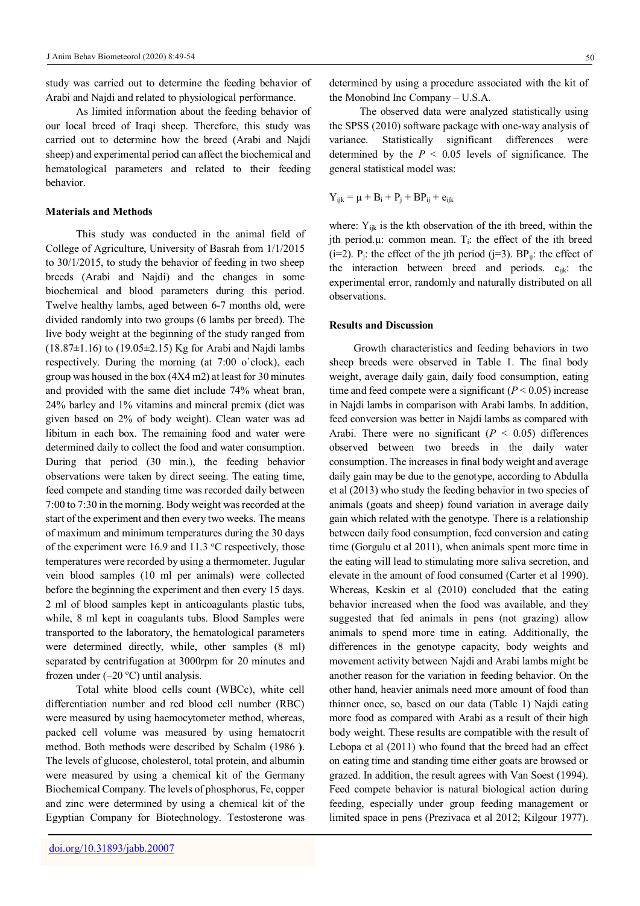study was carried out to determine the feeding behavior of Arabi and Najdi and related to physiological performance.

As limited information about the feeding behavior of our local breed of Iraqi sheep. Therefore, this study was carried out to determine how the breed (Arabi and Najdi sheep) and experimental period can affect the biochemical and hematological parameters and related to their feeding behavior.

## Materials and Methods

This study was conducted in the animal field of College of Agriculture, University of Basrah from 1/1/2015 to 30/1/2015, to study the behavior of feeding in two sheep breeds (Arabi and Najdi) and the changes in some biochemical and blood parameters during this period. Twelve healthy lambs, aged between 6-7 months old, were divided randomly into two groups (6 lambs per breed). The live body weight at the beginning of the study ranged from (18.87±1.16) to (19.05±2.15) Kg for Arabi and Najdi lambs respectively. During the morning (at 7:00 o`clock), each group was housed in the box (4X4 m2) at least for 30 minutes and provided with the same diet include 74% wheat bran, 24% barley and 1% vitamins and mineral premix (diet was given based on 2% of body weight). Clean water was ad libitum in each box. The remaining food and water were determined daily to collect the food and water consumption. During that period (30 min.), the feeding behavior observations were taken by direct seeing. The eating time, feed compete and standing time was recorded daily between 7:00 to 7:30 in the morning. Body weight was recorded at the start of the experiment and then every two weeks. The means of maximum and minimum temperatures during the 30 days of the experiment were 16.9 and 11.3 °C respectively, those temperatures were recorded by using a thermometer. Jugular vein blood samples (10 ml per animals) were collected before the beginning the experiment and then every 15 days. 2 ml of blood samples kept in anticoagulants plastic tubs, while, 8 ml kept in coagulants tubs. Blood Samples were transported to the laboratory, the hematological parameters were determined directly, while, other samples (8 ml) separated by centrifugation at 3000rpm for 20 minutes and frozen under (–20 °C) until analysis.

Total white blood cells count (WBCc), white cell differentiation number and red blood cell number (RBC) were measured by using haemocytometer method, whereas, packed cell volume was measured by using hematocrit method. Both methods were described by Schalm (1986 **)**. The levels of glucose, cholesterol, total protein, and albumin were measured by using a chemical kit of the Germany Biochemical Company. The levels of phosphorus, Fe, copper and zinc were determined by using a chemical kit of the Egyptian Company for Biotechnology. Testosterone was determined by using a procedure associated with the kit of the Monobind Inc Company – U.S.A.

The observed data were analyzed statistically using the SPSS (2010) software package with one-way analysis of variance. Statistically significant differences were determined by the $P < 0.05$ levels of significance. The general statistical model was:

$$Y_{ijk} = \mu + B_i + P_j + BP_{ij} + e_{ijk}$$

where: $Y_{ijk}$ is the kth observation of the ith breed, within the jth period.μ: common mean. $T_i$: the effect of the ith breed (i=2). $P_j$: the effect of the jth period (j=3). $BP_{ij}$: the effect of the interaction between breed and periods. $e_{ijk}$: the experimental error, randomly and naturally distributed on all observations.

## Results and Discussion

Growth characteristics and feeding behaviors in two sheep breeds were observed in Table 1. The final body weight, average daily gain, daily food consumption, eating time and feed compete were a significant ($P < 0.05$) increase in Najdi lambs in comparison with Arabi lambs. In addition, feed conversion was better in Najdi lambs as compared with Arabi. There were no significant ($P < 0.05$) differences observed between two breeds in the daily water consumption. The increases in final body weight and average daily gain may be due to the genotype, according to Abdulla et al (2013) who study the feeding behavior in two species of animals (goats and sheep) found variation in average daily gain which related with the genotype. There is a relationship between daily food consumption, feed conversion and eating time (Gorgulu et al 2011), when animals spent more time in the eating will lead to stimulating more saliva secretion, and elevate in the amount of food consumed (Carter et al 1990). Whereas, Keskin et al (2010) concluded that the eating behavior increased when the food was available, and they suggested that fed animals in pens (not grazing) allow animals to spend more time in eating. Additionally, the differences in the genotype capacity, body weights and movement activity between Najdi and Arabi lambs might be another reason for the variation in feeding behavior. On the other hand, heavier animals need more amount of food than thinner once, so, based on our data (Table 1) Najdi eating more food as compared with Arabi as a result of their high body weight. These results are compatible with the result of Lebopa et al (2011) who found that the breed had an effect on eating time and standing time either goats are browsed or grazed. In addition, the result agrees with Van Soest (1994). Feed compete behavior is natural biological action during feeding, especially under group feeding management or limited space in pens (Prezivaca et al 2012; Kilgour 1977).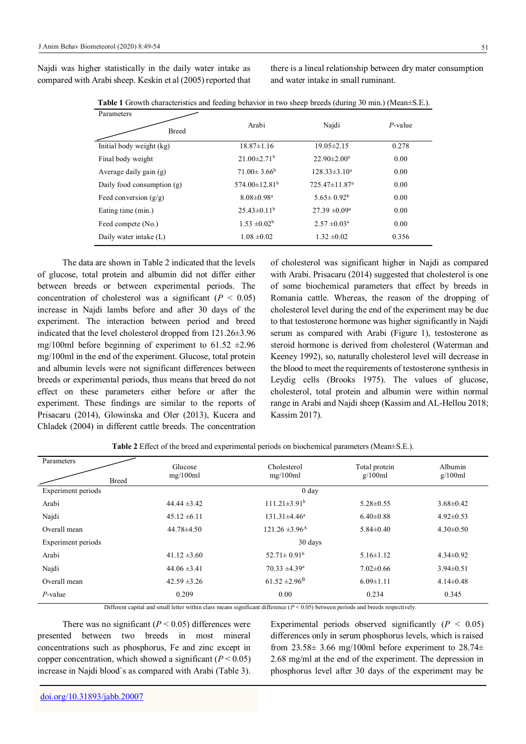Najdi was higher statistically in the daily water intake as compared with Arabi sheep. Keskin et al (2005) reported that there is a lineal relationship between dry mater consumption and water intake in small ruminant.

**Table 1** Growth characteristics and feeding behavior in two sheep breeds (during 30 min.) (Mean±S.E.).

| Parameters / Breed | Arabi | Najdi | *P*-value |
|---|---|---|---|
| Initial body weight (kg) | 18.87±1.16 | 19.05±2.15 | 0.278 |
| Final body weight | 21.00±2.71[b] | 22.90±2.00[a] | 0.00 |
| Average daily gain (g) | 71.00± 3.66[b] | 128.33±3.10[a] | 0.00 |
| Daily food consumption (g) | 574.00±12.81[b] | 725.47±11.87[a] | 0.00 |
| Feed conversion (g/g) | 8.08±0.98[a] | 5.65± 0.92[b] | 0.00 |
| Eating time (min.) | 25.43±0.11[b] | 27.39 ±0.09[a] | 0.00 |
| Feed compete (No.) | 1.53 ±0.02[b] | 2.57 ±0.03[a] | 0.00 |
| Daily water intake (L) | 1.08 ±0.02 | 1.32 ±0.02 | 0.356 |

The data are shown in Table 2 indicated that the levels of glucose, total protein and albumin did not differ either between breeds or between experimental periods. The concentration of cholesterol was a significant ($P < 0.05$) increase in Najdi lambs before and after 30 days of the experiment. The interaction between period and breed indicated that the level cholesterol dropped from 121.26±3.96 mg/100ml before beginning of experiment to 61.52 ±2.96 mg/100ml in the end of the experiment. Glucose, total protein and albumin levels were not significant differences between breeds or experimental periods, thus means that breed do not effect on these parameters either before or after the experiment. These findings are similar to the reports of Prisacaru (2014), Glowinska and Oler (2013), Kucera and Chladek (2004) in different cattle breeds. The concentration of cholesterol was significant higher in Najdi as compared with Arabi. Prisacaru (2014) suggested that cholesterol is one of some biochemical parameters that effect by breeds in Romania cattle. Whereas, the reason of the dropping of cholesterol level during the end of the experiment may be due to that testosterone hormone was higher significantly in Najdi serum as compared with Arabi (Figure 1), testosterone as steroid hormone is derived from cholesterol (Waterman and Keeney 1992), so, naturally cholesterol level will decrease in the blood to meet the requirements of testosterone synthesis in Leydig cells (Brooks 1975). The values of glucose, cholesterol, total protein and albumin were within normal range in Arabi and Najdi sheep (Kassim and AL-Hellou 2018; Kassim 2017).

**Table 2** Effect of the breed and experimental periods on biochemical parameters (Mean±S.E.).

| Parameters / Breed | Glucose mg/100ml | Cholesterol mg/100ml | Total protein g/100ml | Albumin g/100ml |
|---|---|---|---|---|
| Experiment periods | | 0 day | | |
| Arabi | 44.44 ±3.42 | 111.21±3.91[b] | 5.28±0.55 | 3.68±0.42 |
| Najdi | 45.12 ±6.11 | 131.31±4.46[a] | 6.40±0.88 | 4.92±0.53 |
| Overall mean | 44.78±4.50 | 121.26 ±3.96[A] | 5.84±0.40 | 4.30±0.50 |
| Experiment periods | | 30 days | | |
| Arabi | 41.12 ±3.60 | 52.71± 0.91[b] | 5.16±1.12 | 4.34±0.92 |
| Najdi | 44.06 ±3.41 | 70.33 ±4.39[a] | 7.02±0.66 | 3.94±0.51 |
| Overall mean | 42.59 ±3.26 | 61.52 ±2.96[B] | 6.09±1.11 | 4.14±0.48 |
| *P*-value | 0.209 | 0.00 | 0.234 | 0.345 |

Different capital and small letter within class means significant difference ($P < 0.05$) between periods and breeds respectively.

There was no significant ($P < 0.05$) differences were presented between two breeds in most mineral concentrations such as phosphorus, Fe and zinc except in copper concentration, which showed a significant ($P < 0.05$) increase in Najdi blood`s as compared with Arabi (Table 3). Experimental periods observed significantly ($P < 0.05$) differences only in serum phosphorus levels, which is raised from 23.58± 3.66 mg/100ml before experiment to 28.74± 2.68 mg/ml at the end of the experiment. The depression in phosphorus level after 30 days of the experiment may be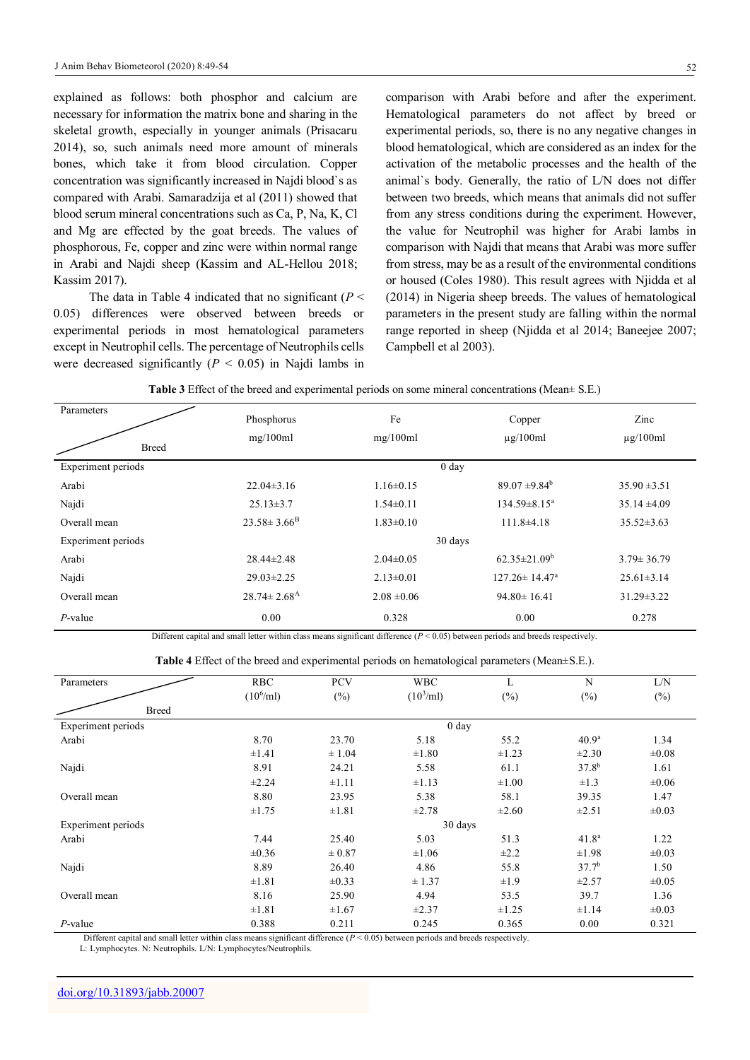explained as follows: both phosphor and calcium are necessary for information the matrix bone and sharing in the skeletal growth, especially in younger animals (Prisacaru 2014), so, such animals need more amount of minerals bones, which take it from blood circulation. Copper concentration was significantly increased in Najdi blood`s as compared with Arabi. Samaradzija et al (2011) showed that blood serum mineral concentrations such as Ca, P, Na, K, Cl and Mg are effected by the goat breeds. The values of phosphorous, Fe, copper and zinc were within normal range in Arabi and Najdi sheep (Kassim and AL-Hellou 2018; Kassim 2017).

The data in Table 4 indicated that no significant ($P < 0.05$) differences were observed between breeds or experimental periods in most hematological parameters except in Neutrophil cells. The percentage of Neutrophils cells were decreased significantly ($P < 0.05$) in Najdi lambs in comparison with Arabi before and after the experiment. Hematological parameters do not affect by breed or experimental periods, so, there is no any negative changes in blood hematological, which are considered as an index for the activation of the metabolic processes and the health of the animal`s body. Generally, the ratio of L/N does not differ between two breeds, which means that animals did not suffer from any stress conditions during the experiment. However, the value for Neutrophil was higher for Arabi lambs in comparison with Najdi that means that Arabi was more suffer from stress, may be as a result of the environmental conditions or housed (Coles 1980). This result agrees with Njidda et al (2014) in Nigeria sheep breeds. The values of hematological parameters in the present study are falling within the normal range reported in sheep (Njidda et al 2014; Baneejee 2007; Campbell et al 2003).

**Table 3** Effect of the breed and experimental periods on some mineral concentrations (Mean± S.E.)

| Parameters / Breed | Phosphorus mg/100ml | Fe mg/100ml | Copper µg/100ml | Zinc µg/100ml |
|---|---|---|---|---|
| Experiment periods | | 0 day | | |
| Arabi | 22.04±3.16 | 1.16±0.15 | 89.07 ±9.84[b] | 35.90 ±3.51 |
| Najdi | 25.13±3.7 | 1.54±0.11 | 134.59±8.15[a] | 35.14 ±4.09 |
| Overall mean | 23.58± 3.66[B] | 1.83±0.10 | 111.8±4.18 | 35.52±3.63 |
| Experiment periods | | 30 days | | |
| Arabi | 28.44±2.48 | 2.04±0.05 | 62.35±21.09[b] | 3.79± 36.79 |
| Najdi | 29.03±2.25 | 2.13±0.01 | 127.26± 14.47[a] | 25.61±3.14 |
| Overall mean | 28.74± 2.68[A] | 2.08 ±0.06 | 94.80± 16.41 | 31.29±3.22 |
| *P*-value | 0.00 | 0.328 | 0.00 | 0.278 |

Different capital and small letter within class means significant difference ($P < 0.05$) between periods and breeds respectively.

**Table 4** Effect of the breed and experimental periods on hematological parameters (Mean±S.E.).

| Parameters / Breed | RBC ($10^6$/ml) | PCV (%) | WBC ($10^3$/ml) | L (%) | N (%) | L/N (%) |
|---|---|---|---|---|---|---|
| Experiment periods | | | 0 day | | | |
| Arabi | 8.70 ±1.41 | 23.70 ± 1.04 | 5.18 ±1.80 | 55.2 ±1.23 | 40.9[a] ±2.30 | 1.34 ±0.08 |
| Najdi | 8.91 ±2.24 | 24.21 ±1.11 | 5.58 ±1.13 | 61.1 ±1.00 | 37.8[b] ±1.3 | 1.61 ±0.06 |
| Overall mean | 8.80 ±1.75 | 23.95 ±1.81 | 5.38 ±2.78 | 58.1 ±2.60 | 39.35 ±2.51 | 1.47 ±0.03 |
| Experiment periods | | | 30 days | | | |
| Arabi | 7.44 ±0.36 | 25.40 ± 0.87 | 5.03 ±1.06 | 51.3 ±2.2 | 41.8[a] ±1.98 | 1.22 ±0.03 |
| Najdi | 8.89 ±1.81 | 26.40 ±0.33 | 4.86 ± 1.37 | 55.8 ±1.9 | 37.7[b] ±2.57 | 1.50 ±0.05 |
| Overall mean | 8.16 ±1.81 | 25.90 ±1.67 | 4.94 ±2.37 | 53.5 ±1.25 | 39.7 ±1.14 | 1.36 ±0.03 |
| *P*-value | 0.388 | 0.211 | 0.245 | 0.365 | 0.00 | 0.321 |

Different capital and small letter within class means significant difference ($P < 0.05$) between periods and breeds respectively.
L: Lymphocytes. N: Neutrophils. L/N: Lymphocytes/Neutrophils.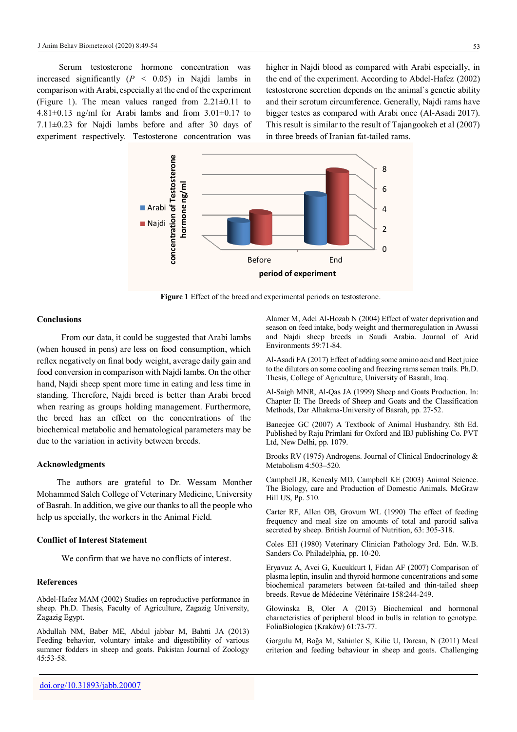Serum testosterone hormone concentration was increased significantly ($P$ < 0.05) in Najdi lambs in comparison with Arabi, especially at the end of the experiment (Figure 1). The mean values ranged from 2.21±0.11 to 4.81±0.13 ng/ml for Arabi lambs and from 3.01±0.17 to 7.11±0.23 for Najdi lambs before and after 30 days of experiment respectively. Testosterone concentration was higher in Najdi blood as compared with Arabi especially, in the end of the experiment. According to Abdel-Hafez (2002) testosterone secretion depends on the animal`s genetic ability and their scrotum circumference. Generally, Najdi rams have bigger testes as compared with Arabi once (Al-Asadi 2017). This result is similar to the result of Tajangookeh et al (2007) in three breeds of Iranian fat-tailed rams.

Arabi
Najdi
concentration of Testosterone hormone ng/ml
8
6
4
2
0
Before
End
period of experiment

**Figure 1** Effect of the breed and experimental periods on testosterone.

## Conclusions

From our data, it could be suggested that Arabi lambs (when housed in pens) are less on food consumption, which reflex negatively on final body weight, average daily gain and food conversion in comparison with Najdi lambs. On the other hand, Najdi sheep spent more time in eating and less time in standing. Therefore, Najdi breed is better than Arabi breed when rearing as groups holding management. Furthermore, the breed has an effect on the concentrations of the biochemical metabolic and hematological parameters may be due to the variation in activity between breeds.

## Acknowledgments

The authors are grateful to Dr. Wessam Monther Mohammed Saleh College of Veterinary Medicine, University of Basrah. In addition, we give our thanks to all the people who help us specially, the workers in the Animal Field.

## Conflict of Interest Statement

We confirm that we have no conflicts of interest.

## References

Abdel-Hafez MAM (2002) Studies on reproductive performance in sheep. Ph.D. Thesis, Faculty of Agriculture, Zagazig University, Zagazig Egypt.

Abdullah NM, Baber ME, Abdul jabbar M, Bahtti JA (2013) Feeding behavior, voluntary intake and digestibility of various summer fodders in sheep and goats. Pakistan Journal of Zoology 45:53-58.

Alamer M, Adel Al-Hozab N (2004) Effect of water deprivation and season on feed intake, body weight and thermoregulation in Awassi and Najdi sheep breeds in Saudi Arabia. Journal of Arid Environments 59:71-84.

Al-Asadi FA (2017) Effect of adding some amino acid and Beet juice to the dilutors on some cooling and freezing rams semen trails. Ph.D. Thesis, College of Agriculture, University of Basrah, Iraq.

Al-Saigh MNR, Al-Qas JA (1999) Sheep and Goats Production. In: Chapter II: The Breeds of Sheep and Goats and the Classification Methods, Dar Alhakma-University of Basrah, pp. 27-52.

Baneejee GC (2007) A Textbook of Animal Husbandry. 8th Ed. Published by Raju Primlani for Oxford and IBJ publishing Co. PVT Ltd, New Delhi, pp. 1079.

Brooks RV (1975) Androgens. Journal of Clinical Endocrinology & Metabolism 4:503–520.

Campbell JR, Kenealy MD, Campbell KE (2003) Animal Science. The Biology, care and Production of Domestic Animals. McGraw Hill US, Pp. 510.

Carter RF, Allen OB, Grovum WL (1990) The effect of feeding frequency and meal size on amounts of total and parotid saliva secreted by sheep. British Journal of Nutrition, 63: 305-318.

Coles EH (1980) Veterinary Clinician Pathology 3rd. Edn. W.B. Sanders Co. Philadelphia, pp. 10-20.

Eryavuz A, Avci G, Kucukkurt I, Fidan AF (2007) Comparison of plasma leptin, insulin and thyroid hormone concentrations and some biochemical parameters between fat-tailed and thin-tailed sheep breeds. Revue de Médecine Vétérinaire 158:244-249.

Glowinska B, Oler A (2013) Biochemical and hormonal characteristics of peripheral blood in bulls in relation to genotype. FoliaBiologica (Kraków) 61:73-77.

Gorgulu M, Boğa M, Sahinler S, Kilic U, Darcan, N (2011) Meal criterion and feeding behaviour in sheep and goats. Challenging

doi.org/10.31893/jabb.20007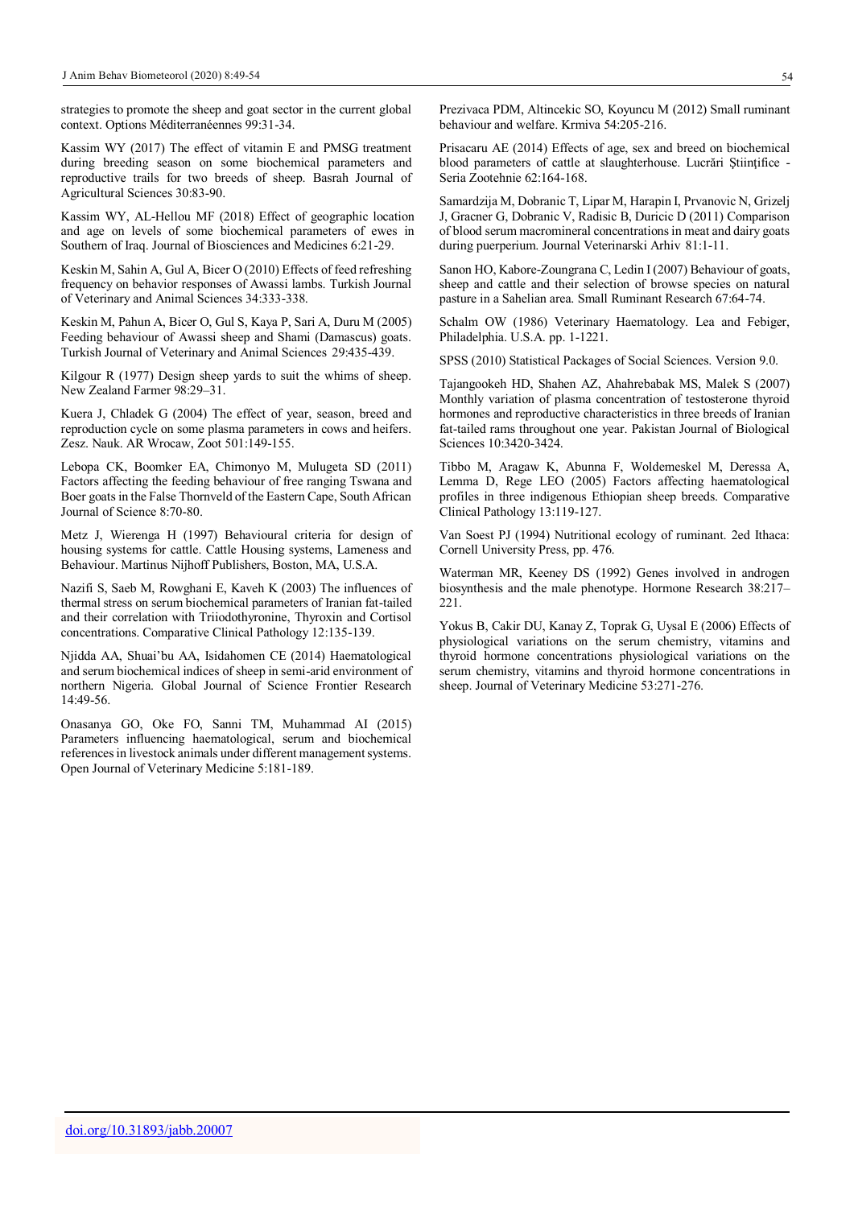strategies to promote the sheep and goat sector in the current global context. Options Méditerranéennes 99:31-34.

Kassim WY (2017) The effect of vitamin E and PMSG treatment during breeding season on some biochemical parameters and reproductive trails for two breeds of sheep. Basrah Journal of Agricultural Sciences 30:83-90.

Kassim WY, AL-Hellou MF (2018) Effect of geographic location and age on levels of some biochemical parameters of ewes in Southern of Iraq. Journal of Biosciences and Medicines 6:21-29.

Keskin M, Sahin A, Gul A, Bicer O (2010) Effects of feed refreshing frequency on behavior responses of Awassi lambs. Turkish Journal of Veterinary and Animal Sciences 34:333-338.

Keskin M, Pahun A, Bicer O, Gul S, Kaya P, Sari A, Duru M (2005) Feeding behaviour of Awassi sheep and Shami (Damascus) goats. Turkish Journal of Veterinary and Animal Sciences 29:435-439.

Kilgour R (1977) Design sheep yards to suit the whims of sheep. New Zealand Farmer 98:29–31.

Kuera J, Chladek G (2004) The effect of year, season, breed and reproduction cycle on some plasma parameters in cows and heifers. Zesz. Nauk. AR Wrocaw, Zoot 501:149-155.

Lebopa CK, Boomker EA, Chimonyo M, Mulugeta SD (2011) Factors affecting the feeding behaviour of free ranging Tswana and Boer goats in the False Thornveld of the Eastern Cape, South African Journal of Science 8:70-80.

Metz J, Wierenga H (1997) Behavioural criteria for design of housing systems for cattle. Cattle Housing systems, Lameness and Behaviour. Martinus Nijhoff Publishers, Boston, MA, U.S.A.

Nazifi S, Saeb M, Rowghani E, Kaveh K (2003) The influences of thermal stress on serum biochemical parameters of Iranian fat-tailed and their correlation with Triiodothyronine, Thyroxin and Cortisol concentrations. Comparative Clinical Pathology 12:135-139.

Njidda AA, Shuai'bu AA, Isidahomen CE (2014) Haematological and serum biochemical indices of sheep in semi-arid environment of northern Nigeria. Global Journal of Science Frontier Research 14:49-56.

Onasanya GO, Oke FO, Sanni TM, Muhammad AI (2015) Parameters influencing haematological, serum and biochemical references in livestock animals under different management systems. Open Journal of Veterinary Medicine 5:181-189.

Prezivaca PDM, Altincekic SO, Koyuncu M (2012) Small ruminant behaviour and welfare. Krmiva 54:205-216.

Prisacaru AE (2014) Effects of age, sex and breed on biochemical blood parameters of cattle at slaughterhouse. Lucrări Ştiinţifice - Seria Zootehnie 62:164-168.

Samardzija M, Dobranic T, Lipar M, Harapin I, Prvanovic N, Grizelj J, Gracner G, Dobranic V, Radisic B, Duricic D (2011) Comparison of blood serum macromineral concentrations in meat and dairy goats during puerperium. Journal Veterinarski Arhiv 81:1-11.

Sanon HO, Kabore-Zoungrana C, Ledin I (2007) Behaviour of goats, sheep and cattle and their selection of browse species on natural pasture in a Sahelian area. Small Ruminant Research 67:64-74.

Schalm OW (1986) Veterinary Haematology. Lea and Febiger, Philadelphia. U.S.A. pp. 1-1221.

SPSS (2010) Statistical Packages of Social Sciences. Version 9.0.

Tajangookeh HD, Shahen AZ, Ahahrebabak MS, Malek S (2007) Monthly variation of plasma concentration of testosterone thyroid hormones and reproductive characteristics in three breeds of Iranian fat-tailed rams throughout one year. Pakistan Journal of Biological Sciences 10:3420-3424.

Tibbo M, Aragaw K, Abunna F, Woldemeskel M, Deressa A, Lemma D, Rege LEO (2005) Factors affecting haematological profiles in three indigenous Ethiopian sheep breeds. Comparative Clinical Pathology 13:119-127.

Van Soest PJ (1994) Nutritional ecology of ruminant. 2ed Ithaca: Cornell University Press, pp. 476.

Waterman MR, Keeney DS (1992) Genes involved in androgen biosynthesis and the male phenotype. Hormone Research 38:217–221.

Yokus B, Cakir DU, Kanay Z, Toprak G, Uysal E (2006) Effects of physiological variations on the serum chemistry, vitamins and thyroid hormone concentrations physiological variations on the serum chemistry, vitamins and thyroid hormone concentrations in sheep. Journal of Veterinary Medicine 53:271-276.